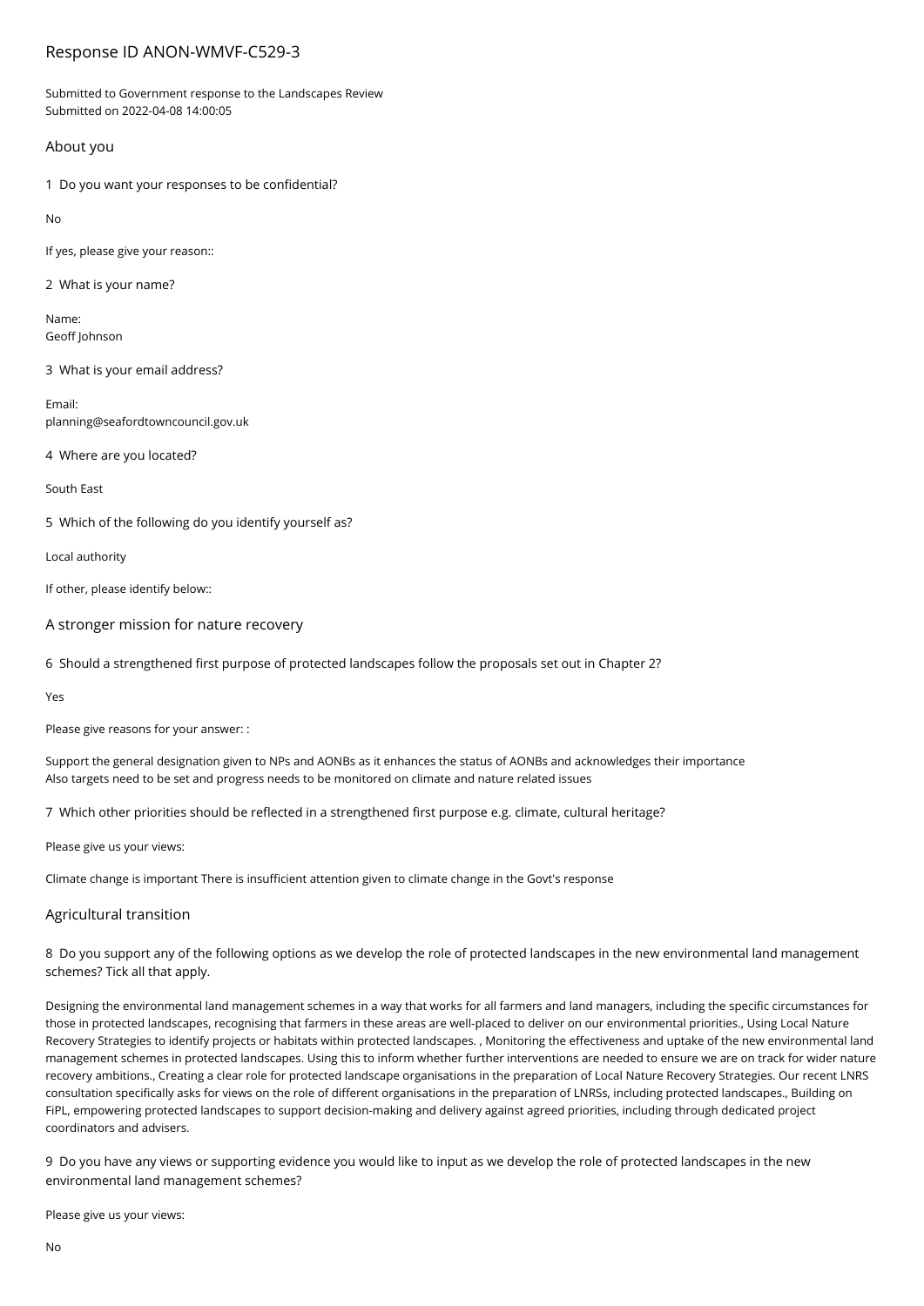# Response ID ANON-WMVF-C529-3

Submitted to Government response to the Landscapes Review
Submitted on 2022-04-08 14:00:05

## About you

1 Do you want your responses to be confidential?

No

If yes, please give your reason::

2 What is your name?

Name:
Geoff Johnson

3 What is your email address?

Email:
planning@seafordtowncouncil.gov.uk

4 Where are you located?

South East

5 Which of the following do you identify yourself as?

Local authority

If other, please identify below::

## A stronger mission for nature recovery

6 Should a strengthened first purpose of protected landscapes follow the proposals set out in Chapter 2?

Yes

Please give reasons for your answer: :

Support the general designation given to NPs and AONBs as it enhances the status of AONBs and acknowledges their importance
Also targets need to be set and progress needs to be monitored on climate and nature related issues

7 Which other priorities should be reflected in a strengthened first purpose e.g. climate, cultural heritage?

Please give us your views:

Climate change is important There is insufficient attention given to climate change in the Govt's response

## Agricultural transition

8 Do you support any of the following options as we develop the role of protected landscapes in the new environmental land management schemes? Tick all that apply.

Designing the environmental land management schemes in a way that works for all farmers and land managers, including the specific circumstances for those in protected landscapes, recognising that farmers in these areas are well-placed to deliver on our environmental priorities., Using Local Nature Recovery Strategies to identify projects or habitats within protected landscapes. , Monitoring the effectiveness and uptake of the new environmental land management schemes in protected landscapes. Using this to inform whether further interventions are needed to ensure we are on track for wider nature recovery ambitions., Creating a clear role for protected landscape organisations in the preparation of Local Nature Recovery Strategies. Our recent LNRS consultation specifically asks for views on the role of different organisations in the preparation of LNRSs, including protected landscapes., Building on FiPL, empowering protected landscapes to support decision-making and delivery against agreed priorities, including through dedicated project coordinators and advisers.

9 Do you have any views or supporting evidence you would like to input as we develop the role of protected landscapes in the new environmental land management schemes?

Please give us your views:

No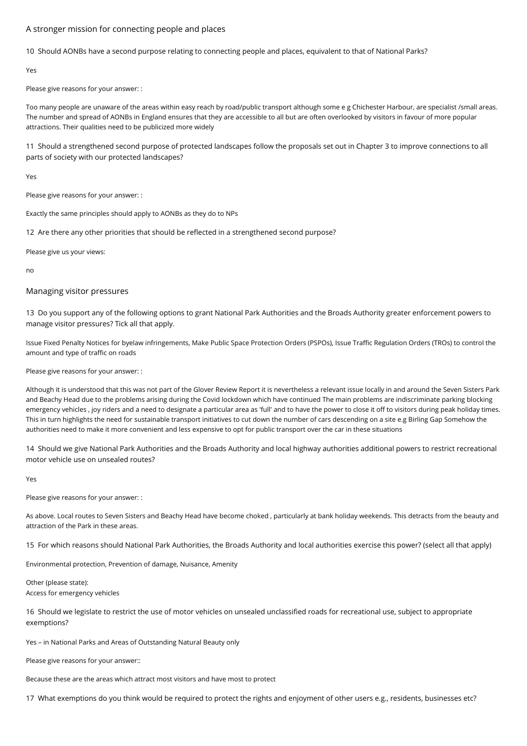## A stronger mission for connecting people and places

10 Should AONBs have a second purpose relating to connecting people and places, equivalent to that of National Parks?

Yes

Please give reasons for your answer: :

Too many people are unaware of the areas within easy reach by road/public transport although some e g Chichester Harbour, are specialist /small areas. The number and spread of AONBs in England ensures that they are accessible to all but are often overlooked by visitors in favour of more popular attractions. Their qualities need to be publicized more widely

11 Should a strengthened second purpose of protected landscapes follow the proposals set out in Chapter 3 to improve connections to all parts of society with our protected landscapes?

Yes

Please give reasons for your answer: :

Exactly the same principles should apply to AONBs as they do to NPs

12 Are there any other priorities that should be reflected in a strengthened second purpose?

Please give us your views:

no

## Managing visitor pressures

13 Do you support any of the following options to grant National Park Authorities and the Broads Authority greater enforcement powers to manage visitor pressures? Tick all that apply.

Issue Fixed Penalty Notices for byelaw infringements, Make Public Space Protection Orders (PSPOs), Issue Traffic Regulation Orders (TROs) to control the amount and type of traffic on roads

Please give reasons for your answer: :

Although it is understood that this was not part of the Glover Review Report it is nevertheless a relevant issue locally in and around the Seven Sisters Park and Beachy Head due to the problems arising during the Covid lockdown which have continued The main problems are indiscriminate parking blocking emergency vehicles , joy riders and a need to designate a particular area as 'full' and to have the power to close it off to visitors during peak holiday times. This in turn highlights the need for sustainable transport initiatives to cut down the number of cars descending on a site e.g Birling Gap Somehow the authorities need to make it more convenient and less expensive to opt for public transport over the car in these situations

14 Should we give National Park Authorities and the Broads Authority and local highway authorities additional powers to restrict recreational motor vehicle use on unsealed routes?

Yes

Please give reasons for your answer: :

As above. Local routes to Seven Sisters and Beachy Head have become choked , particularly at bank holiday weekends. This detracts from the beauty and attraction of the Park in these areas.

15 For which reasons should National Park Authorities, the Broads Authority and local authorities exercise this power? (select all that apply)

Environmental protection, Prevention of damage, Nuisance, Amenity

Other (please state):
Access for emergency vehicles

16 Should we legislate to restrict the use of motor vehicles on unsealed unclassified roads for recreational use, subject to appropriate exemptions?

Yes – in National Parks and Areas of Outstanding Natural Beauty only

Please give reasons for your answer::

Because these are the areas which attract most visitors and have most to protect

17 What exemptions do you think would be required to protect the rights and enjoyment of other users e.g., residents, businesses etc?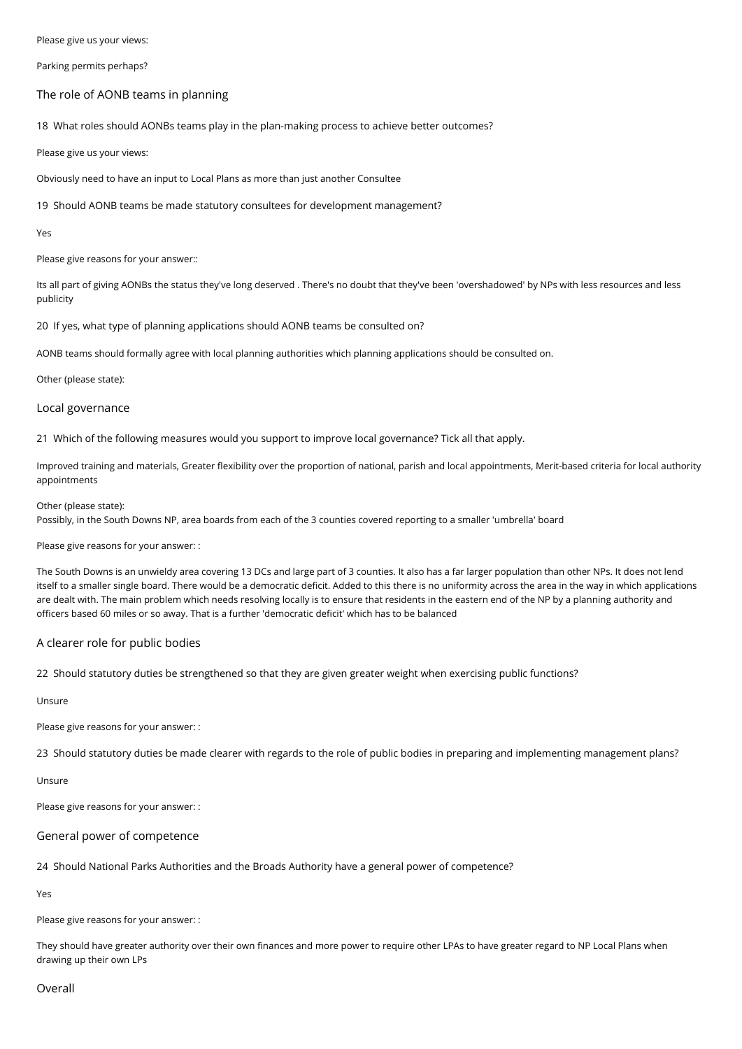Please give us your views:

Parking permits perhaps?

## The role of AONB teams in planning

18 What roles should AONBs teams play in the plan-making process to achieve better outcomes?

Please give us your views:

Obviously need to have an input to Local Plans as more than just another Consultee

19 Should AONB teams be made statutory consultees for development management?

Yes

Please give reasons for your answer::

Its all part of giving AONBs the status they've long deserved . There's no doubt that they've been 'overshadowed' by NPs with less resources and less publicity

20 If yes, what type of planning applications should AONB teams be consulted on?

AONB teams should formally agree with local planning authorities which planning applications should be consulted on.

Other (please state):

## Local governance

21 Which of the following measures would you support to improve local governance? Tick all that apply.

Improved training and materials, Greater flexibility over the proportion of national, parish and local appointments, Merit-based criteria for local authority appointments

Other (please state):
Possibly, in the South Downs NP, area boards from each of the 3 counties covered reporting to a smaller 'umbrella' board

Please give reasons for your answer: :

The South Downs is an unwieldy area covering 13 DCs and large part of 3 counties. It also has a far larger population than other NPs. It does not lend itself to a smaller single board. There would be a democratic deficit. Added to this there is no uniformity across the area in the way in which applications are dealt with. The main problem which needs resolving locally is to ensure that residents in the eastern end of the NP by a planning authority and officers based 60 miles or so away. That is a further 'democratic deficit' which has to be balanced

## A clearer role for public bodies

22 Should statutory duties be strengthened so that they are given greater weight when exercising public functions?

Unsure

Please give reasons for your answer: :

23 Should statutory duties be made clearer with regards to the role of public bodies in preparing and implementing management plans?

Unsure

Please give reasons for your answer: :

## General power of competence

24 Should National Parks Authorities and the Broads Authority have a general power of competence?

Yes

Please give reasons for your answer: :

They should have greater authority over their own finances and more power to require other LPAs to have greater regard to NP Local Plans when drawing up their own LPs

## Overall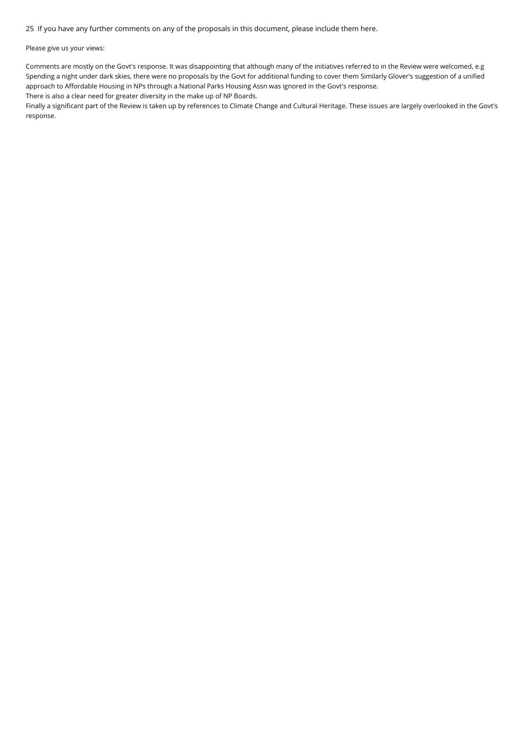25 If you have any further comments on any of the proposals in this document, please include them here.

Please give us your views:

Comments are mostly on the Govt's response. It was disappointing that although many of the initiatives referred to in the Review were welcomed, e.g Spending a night under dark skies, there were no proposals by the Govt for additional funding to cover them Similarly Glover's suggestion of a unified approach to Affordable Housing in NPs through a National Parks Housing Assn was ignored in the Govt's response.
There is also a clear need for greater diversity in the make up of NP Boards.
Finally a significant part of the Review is taken up by references to Climate Change and Cultural Heritage. These issues are largely overlooked in the Govt's response.